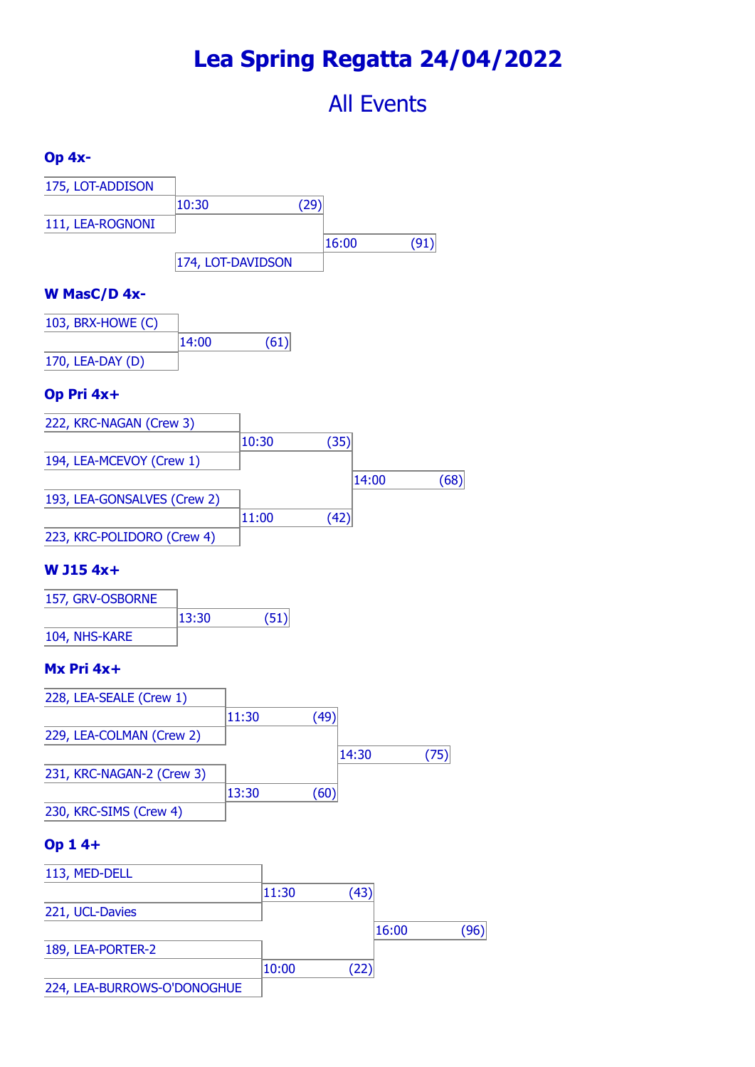# Lea Spring Regatta 24/04/2022

## All Events

### Op 4x-

175, LOT-ADDISON

111, LEA-ROGNONI

10:30 (29)

174, LOT-DAVIDSON

16:00 (91)

### W MasC/D 4x-

103, BRX-HOWE (C)

170, LEA-DAY (D)

14:00 (61)

### Op Pri 4x+

222, KRC-NAGAN (Crew 3)

194, LEA-MCEVOY (Crew 1)

10:30 (35)

193, LEA-GONSALVES (Crew 2)

223, KRC-POLIDORO (Crew 4)

11:00 (42)

14:00 (68)

### W J15 4x+

157, GRV-OSBORNE

104, NHS-KARE

13:30 (51)

### Mx Pri 4x+

228, LEA-SEALE (Crew 1)

229, LEA-COLMAN (Crew 2)

11:30 (49)

231, KRC-NAGAN-2 (Crew 3)

230, KRC-SIMS (Crew 4)

13:30 (60)

14:30 (75)

### Op 1 4+

113, MED-DELL

221, UCL-Davies

11:30 (43)

189, LEA-PORTER-2

224, LEA-BURROWS-O'DONOGHUE

10:00 (22)

16:00 (96)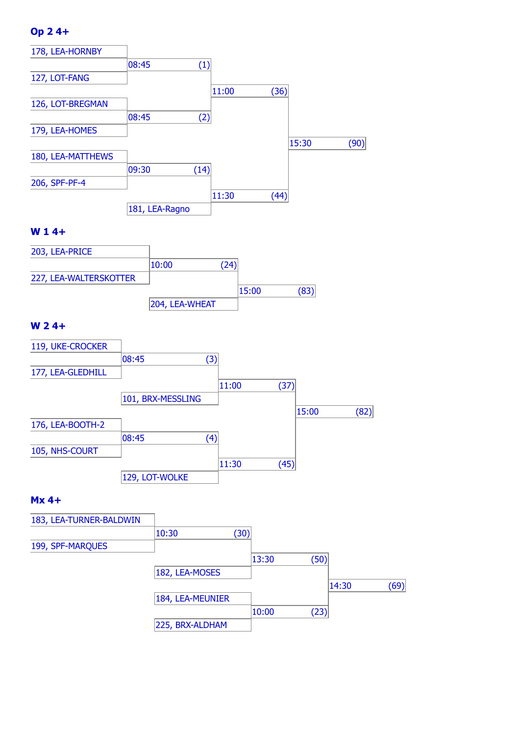### Op 2 4+

| Round 1 | | Round 2 | | Final |
|---|---|---|---|---|
| 178, LEA-HORNBY | 08:45 (1) | 11:00 (36) | | 15:30 (90) |
| 127, LOT-FANG | | | | |
| 126, LOT-BREGMAN | 08:45 (2) | | | |
| 179, LEA-HOMES | | | | |
| 180, LEA-MATTHEWS | 09:30 (14) | 11:30 (44) | | |
| 206, SPF-PF-4 | | | | |
| | 181, LEA-Ragno | | | |

### W 1 4+

| Round 1 | | Final |
|---|---|---|
| 203, LEA-PRICE | 10:00 (24) | 15:00 (83) |
| 227, LEA-WALTERSKOTTER | | |
| | 204, LEA-WHEAT | |

### W 2 4+

| Round 1 | | Round 2 | Final |
|---|---|---|---|
| 119, UKE-CROCKER | 08:45 (3) | 11:00 (37) | 15:00 (82) |
| 177, LEA-GLEDHILL | | | |
| | 101, BRX-MESSLING | | |
| 176, LEA-BOOTH-2 | 08:45 (4) | 11:30 (45) | |
| 105, NHS-COURT | | | |
| | 129, LOT-WOLKE | | |

### Mx 4+

| Round 1 | | Round 2 | Final |
|---|---|---|---|
| 183, LEA-TURNER-BALDWIN | 10:30 (30) | 13:30 (50) | 14:30 (69) |
| 199, SPF-MARQUES | | | |
| | 182, LEA-MOSES | | |
| | 184, LEA-MEUNIER | 10:00 (23) | |
| | 225, BRX-ALDHAM | | |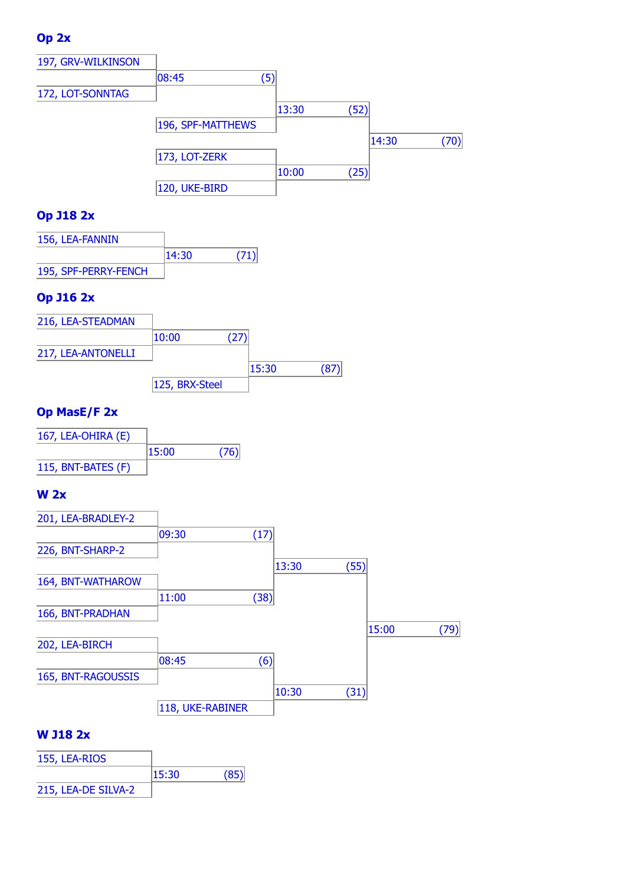### Op 2x

- 197, GRV-WILKINSON
- 172, LOT-SONNTAG
  - 08:45 (5)
- 196, SPF-MATTHEWS
  - 13:30 (52)
- 173, LOT-ZERK
- 120, UKE-BIRD
  - 10:00 (25)
- 14:30 (70)

### Op J18 2x

- 156, LEA-FANNIN
- 195, SPF-PERRY-FENCH
  - 14:30 (71)

### Op J16 2x

- 216, LEA-STEADMAN
- 217, LEA-ANTONELLI
  - 10:00 (27)
- 125, BRX-Steel
  - 15:30 (87)

### Op MasE/F 2x

- 167, LEA-OHIRA (E)
- 115, BNT-BATES (F)
  - 15:00 (76)

### W 2x

- 201, LEA-BRADLEY-2
- 226, BNT-SHARP-2
  - 09:30 (17)
- 164, BNT-WATHAROW
- 166, BNT-PRADHAN
  - 11:00 (38)
  - 13:30 (55)
- 202, LEA-BIRCH
- 165, BNT-RAGOUSSIS
  - 08:45 (6)
- 118, UKE-RABINER
  - 10:30 (31)
- 15:00 (79)

### W J18 2x

- 155, LEA-RIOS
- 215, LEA-DE SILVA-2
  - 15:30 (85)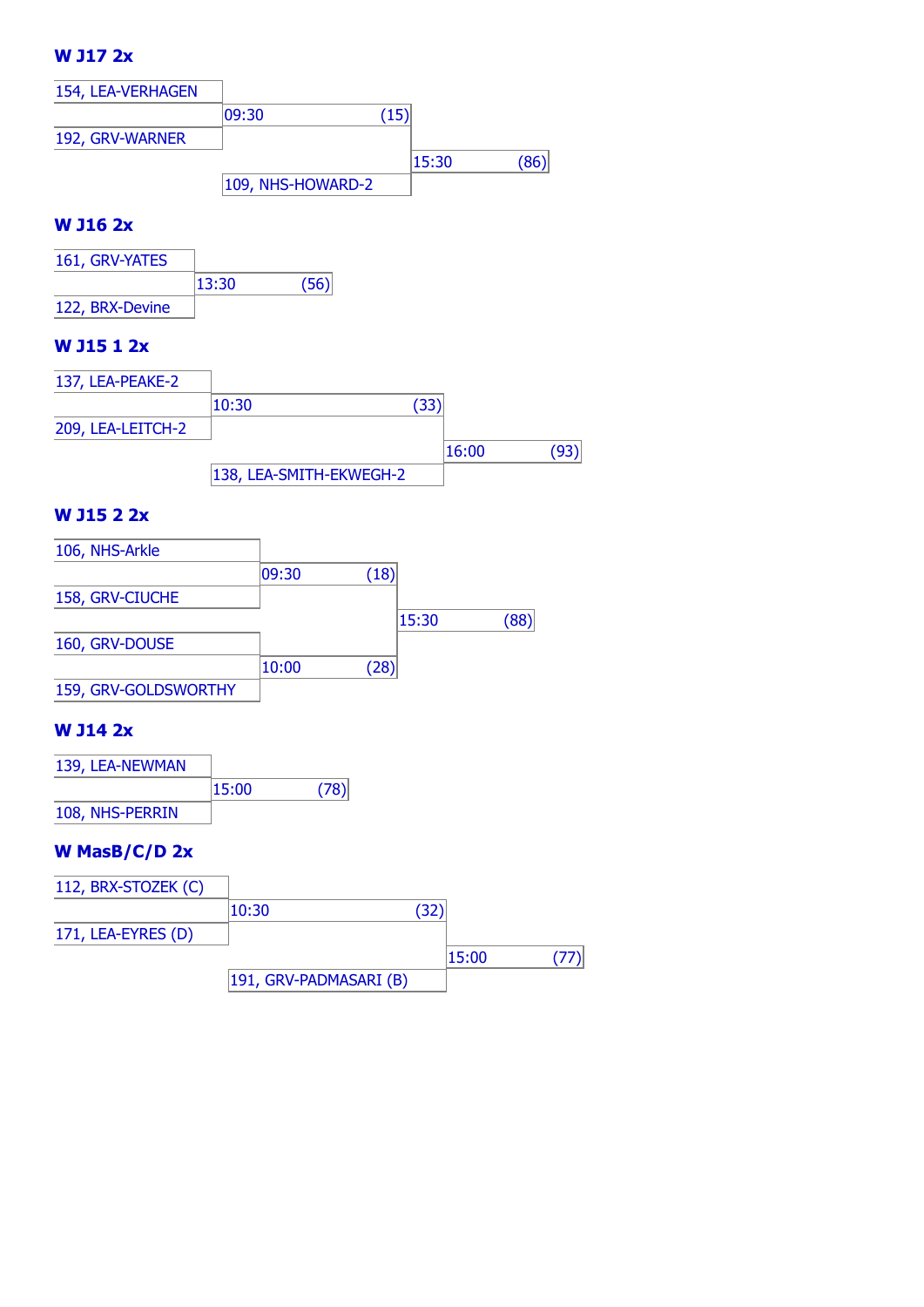### W J17 2x

- 154, LEA-VERHAGEN
- 192, GRV-WARNER
  - 09:30 (15)
- 109, NHS-HOWARD-2
  - 15:30 (86)

### W J16 2x

- 161, GRV-YATES
- 122, BRX-Devine
  - 13:30 (56)

### W J15 1 2x

- 137, LEA-PEAKE-2
- 209, LEA-LEITCH-2
  - 10:30 (33)
- 138, LEA-SMITH-EKWEGH-2
  - 16:00 (93)

### W J15 2 2x

- 106, NHS-Arkle
- 158, GRV-CIUCHE
  - 09:30 (18)
- 160, GRV-DOUSE
- 159, GRV-GOLDSWORTHY
  - 10:00 (28)
- 15:30 (88)

### W J14 2x

- 139, LEA-NEWMAN
- 108, NHS-PERRIN
  - 15:00 (78)

### W MasB/C/D 2x

- 112, BRX-STOZEK (C)
- 171, LEA-EYRES (D)
  - 10:30 (32)
- 191, GRV-PADMASARI (B)
  - 15:00 (77)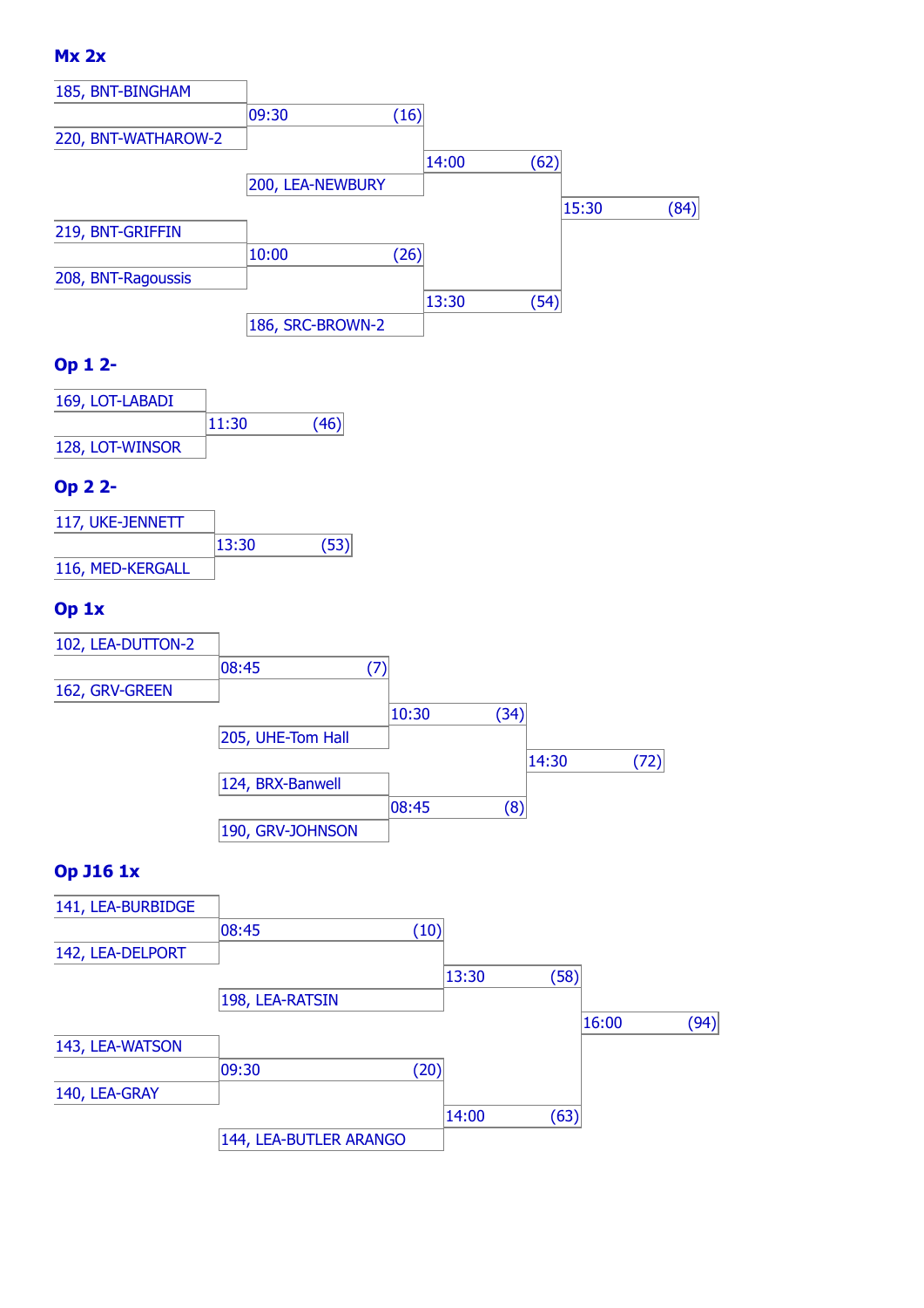### Mx 2x

- 185, BNT-BINGHAM
- 220, BNT-WATHAROW-2
  - 09:30 (16)
- 200, LEA-NEWBURY
  - 14:00 (62)
- 219, BNT-GRIFFIN
- 208, BNT-Ragoussis
  - 10:00 (26)
- 186, SRC-BROWN-2
  - 13:30 (54)
- Final: 15:30 (84)

### Op 1 2-

- 169, LOT-LABADI
- 128, LOT-WINSOR
  - 11:30 (46)

### Op 2 2-

- 117, UKE-JENNETT
- 116, MED-KERGALL
  - 13:30 (53)

### Op 1x

- 102, LEA-DUTTON-2
- 162, GRV-GREEN
  - 08:45 (7)
- 205, UHE-Tom Hall
  - 10:30 (34)
- 124, BRX-Banwell
- 190, GRV-JOHNSON
  - 08:45 (8)
- Final: 14:30 (72)

### Op J16 1x

- 141, LEA-BURBIDGE
- 142, LEA-DELPORT
  - 08:45 (10)
- 198, LEA-RATSIN
  - 13:30 (58)
- 143, LEA-WATSON
- 140, LEA-GRAY
  - 09:30 (20)
- 144, LEA-BUTLER ARANGO
  - 14:00 (63)
- Final: 16:00 (94)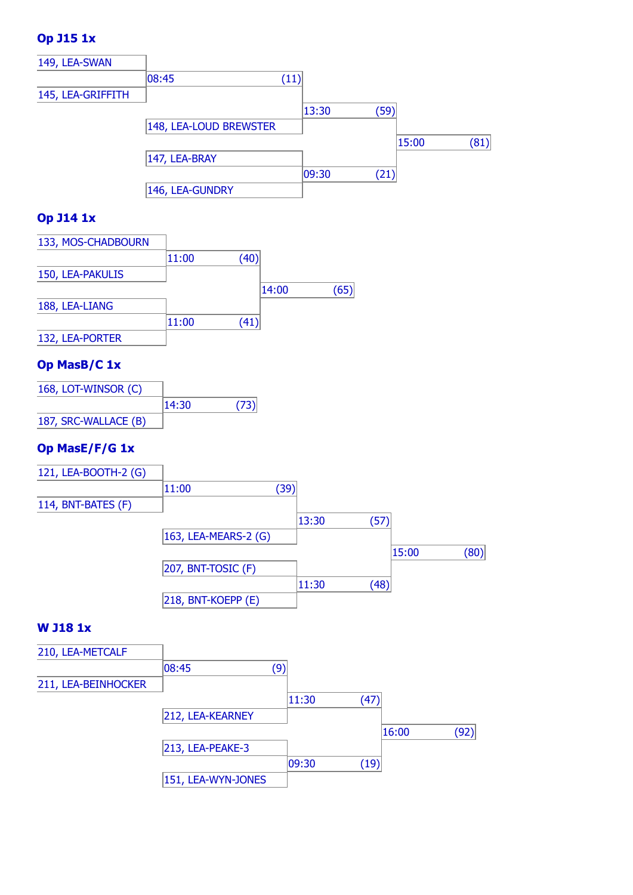### Op J15 1x

- 149, LEA-SWAN
- 145, LEA-GRIFFITH
  - 08:45 (11)
- 148, LEA-LOUD BREWSTER
  - 13:30 (59)
- 147, LEA-BRAY
- 146, LEA-GUNDRY
  - 09:30 (21)
- 15:00 (81)

### Op J14 1x

- 133, MOS-CHADBOURN
- 150, LEA-PAKULIS
  - 11:00 (40)
- 188, LEA-LIANG
- 132, LEA-PORTER
  - 11:00 (41)
- 14:00 (65)

### Op MasB/C 1x

- 168, LOT-WINSOR (C)
- 187, SRC-WALLACE (B)
  - 14:30 (73)

### Op MasE/F/G 1x

- 121, LEA-BOOTH-2 (G)
- 114, BNT-BATES (F)
  - 11:00 (39)
- 163, LEA-MEARS-2 (G)
  - 13:30 (57)
- 207, BNT-TOSIC (F)
- 218, BNT-KOEPP (E)
  - 11:30 (48)
- 15:00 (80)

### W J18 1x

- 210, LEA-METCALF
- 211, LEA-BEINHOCKER
  - 08:45 (9)
- 212, LEA-KEARNEY
  - 11:30 (47)
- 213, LEA-PEAKE-3
- 151, LEA-WYN-JONES
  - 09:30 (19)
- 16:00 (92)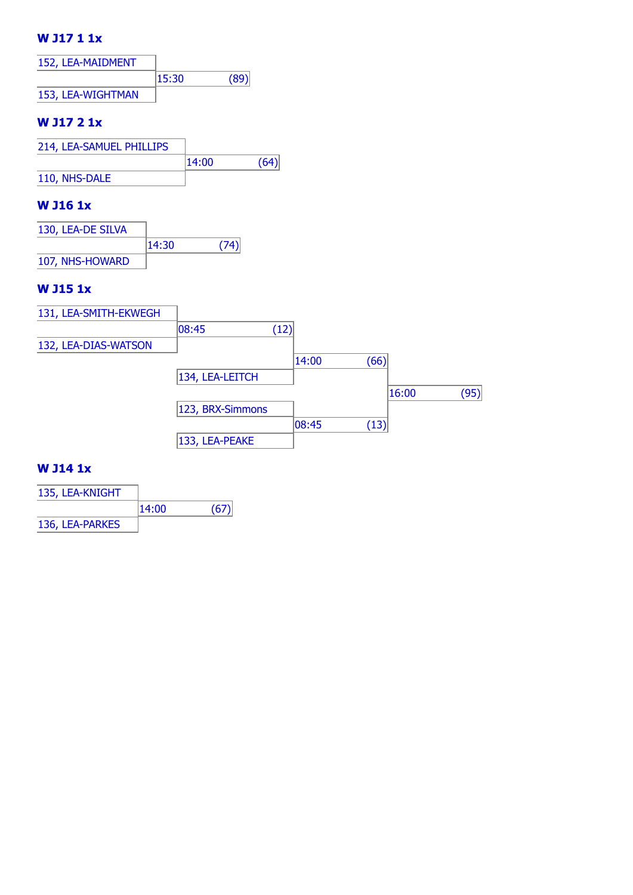### W J17 1 1x

152, LEA-MAIDMENT

15:30 (89)

153, LEA-WIGHTMAN

### W J17 2 1x

214, LEA-SAMUEL PHILLIPS

14:00 (64)

110, NHS-DALE

### W J16 1x

130, LEA-DE SILVA

14:30 (74)

107, NHS-HOWARD

### W J15 1x

131, LEA-SMITH-EKWEGH

08:45 (12)

132, LEA-DIAS-WATSON

14:00 (66)

134, LEA-LEITCH

16:00 (95)

123, BRX-Simmons

08:45 (13)

133, LEA-PEAKE

### W J14 1x

135, LEA-KNIGHT

14:00 (67)

136, LEA-PARKES